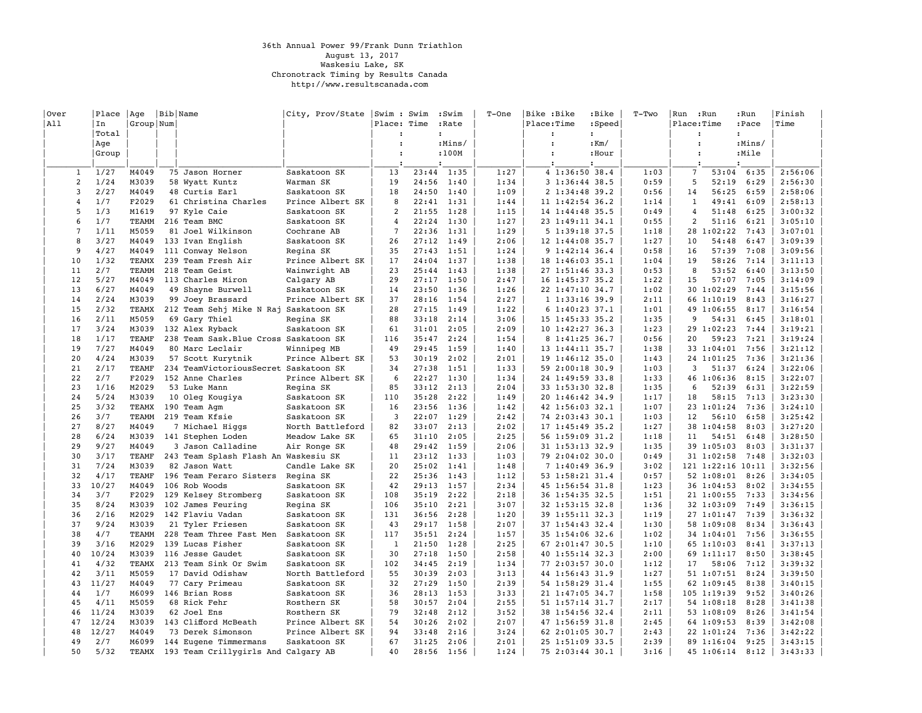36th Annual Power 99/Frank Dunn Triathlon
August 13, 2017
Waskesiu Lake, SK
Chronotrack Timing by Results Canada
http://www.resultscanada.com

| Over All | Place In Total Age Group | Age Group | Bib Num | Name | City, Prov/State | Swim Place | Swim Time | Swim Rate Mins/100M | T-One | Bike Place | Bike Time | Bike Speed Km/Hour | T-Two | Run Place | Run Time | Run Pace Mins/Mile | Finish Time |
|---|---|---|---|---|---|---|---|---|---|---|---|---|---|---|---|---|---|
| 1 | 1/27 | M4049 | 75 | Jason Horner | Saskatoon SK | 13 | 23:44 | 1:35 | 1:27 | 4 | 1:36:50 | 38.4 | 1:03 | 7 | 53:04 | 6:35 | 2:56:06 |
| 2 | 1/24 | M3039 | 58 | Wyatt Kuntz | Warman SK | 19 | 24:56 | 1:40 | 1:34 | 3 | 1:36:44 | 38.5 | 0:59 | 5 | 52:19 | 6:29 | 2:56:30 |
| 3 | 2/27 | M4049 | 48 | Curtis Earl | Saskatoon SK | 18 | 24:50 | 1:40 | 1:09 | 2 | 1:34:48 | 39.2 | 0:56 | 14 | 56:25 | 6:59 | 2:58:06 |
| 4 | 1/7 | F2029 | 61 | Christina Charles | Prince Albert SK | 8 | 22:41 | 1:31 | 1:44 | 11 | 1:42:54 | 36.2 | 1:14 | 1 | 49:41 | 6:09 | 2:58:13 |
| 5 | 1/3 | M1619 | 97 | Kyle Caie | Saskatoon SK | 2 | 21:55 | 1:28 | 1:15 | 14 | 1:44:48 | 35.5 | 0:49 | 4 | 51:48 | 6:25 | 3:00:32 |
| 6 | 1/7 | TEAMM | 216 | Team BMC | Saskatoon SK | 4 | 22:24 | 1:30 | 1:27 | 23 | 1:49:11 | 34.1 | 0:55 | 2 | 51:16 | 6:21 | 3:05:10 |
| 7 | 1/11 | M5059 | 81 | Joel Wilkinson | Cochrane AB | 7 | 22:36 | 1:31 | 1:29 | 5 | 1:39:18 | 37.5 | 1:18 | 28 | 1:02:22 | 7:43 | 3:07:01 |
| 8 | 3/27 | M4049 | 133 | Ivan English | Saskatoon SK | 26 | 27:12 | 1:49 | 2:06 | 12 | 1:44:08 | 35.7 | 1:27 | 10 | 54:48 | 6:47 | 3:09:39 |
| 9 | 4/27 | M4049 | 111 | Conway Nelson | Regina SK | 35 | 27:43 | 1:51 | 1:24 | 9 | 1:42:14 | 36.4 | 0:58 | 16 | 57:39 | 7:08 | 3:09:56 |
| 10 | 1/32 | TEAMX | 239 | Team Fresh Air | Prince Albert SK | 17 | 24:04 | 1:37 | 1:38 | 18 | 1:46:03 | 35.1 | 1:04 | 19 | 58:26 | 7:14 | 3:11:13 |
| 11 | 2/7 | TEAMM | 218 | Team Geist | Wainwright AB | 23 | 25:44 | 1:43 | 1:38 | 27 | 1:51:46 | 33.3 | 0:53 | 8 | 53:52 | 6:40 | 3:13:50 |
| 12 | 5/27 | M4049 | 113 | Charles Miron | Calgary AB | 29 | 27:17 | 1:50 | 2:47 | 16 | 1:45:37 | 35.2 | 1:22 | 15 | 57:07 | 7:05 | 3:14:09 |
| 13 | 6/27 | M4049 | 49 | Shayne Burwell | Saskatoon SK | 14 | 23:50 | 1:36 | 1:26 | 22 | 1:47:10 | 34.7 | 1:02 | 30 | 1:02:29 | 7:44 | 3:15:56 |
| 14 | 2/24 | M3039 | 99 | Joey Brassard | Prince Albert SK | 37 | 28:16 | 1:54 | 2:27 | 1 | 1:33:16 | 39.9 | 2:11 | 66 | 1:10:19 | 8:43 | 3:16:27 |
| 15 | 2/32 | TEAMX | 212 | Team Sehj Mike N Raj | Saskatoon SK | 28 | 27:15 | 1:49 | 1:22 | 6 | 1:40:23 | 37.1 | 1:01 | 49 | 1:06:55 | 8:17 | 3:16:54 |
| 16 | 2/11 | M5059 | 69 | Gary Thiel | Regina SK | 88 | 33:18 | 2:14 | 3:06 | 15 | 1:45:33 | 35.2 | 1:35 | 9 | 54:31 | 6:45 | 3:18:01 |
| 17 | 3/24 | M3039 | 132 | Alex Ryback | Saskatoon SK | 61 | 31:01 | 2:05 | 2:09 | 10 | 1:42:27 | 36.3 | 1:23 | 29 | 1:02:23 | 7:44 | 3:19:21 |
| 18 | 1/17 | TEAMF | 238 | Team Sask.Blue Cross | Saskatoon SK | 116 | 35:47 | 2:24 | 1:54 | 8 | 1:41:25 | 36.7 | 0:56 | 20 | 59:23 | 7:21 | 3:19:24 |
| 19 | 7/27 | M4049 | 80 | Marc Leclair | Winnipeg MB | 49 | 29:45 | 1:59 | 1:40 | 13 | 1:44:11 | 35.7 | 1:38 | 33 | 1:04:01 | 7:56 | 3:21:12 |
| 20 | 4/24 | M3039 | 57 | Scott Kurytnik | Prince Albert SK | 53 | 30:19 | 2:02 | 2:01 | 19 | 1:46:12 | 35.0 | 1:43 | 24 | 1:01:25 | 7:36 | 3:21:36 |
| 21 | 2/17 | TEAMF | 234 | TeamVictoriousSecret | Saskatoon SK | 34 | 27:38 | 1:51 | 1:33 | 59 | 2:00:18 | 30.9 | 1:03 | 3 | 51:37 | 6:24 | 3:22:06 |
| 22 | 2/7 | F2029 | 152 | Anne Charles | Prince Albert SK | 6 | 22:27 | 1:30 | 1:34 | 24 | 1:49:59 | 33.8 | 1:33 | 46 | 1:06:36 | 8:15 | 3:22:07 |
| 23 | 1/16 | M2029 | 53 | Luke Mann | Regina SK | 85 | 33:12 | 2:13 | 2:04 | 33 | 1:53:30 | 32.8 | 1:35 | 6 | 52:39 | 6:31 | 3:22:59 |
| 24 | 5/24 | M3039 | 10 | Oleg Kougiya | Saskatoon SK | 110 | 35:28 | 2:22 | 1:49 | 20 | 1:46:42 | 34.9 | 1:17 | 18 | 58:15 | 7:13 | 3:23:30 |
| 25 | 3/32 | TEAMX | 190 | Team Agm | Saskatoon SK | 16 | 23:56 | 1:36 | 1:42 | 42 | 1:56:03 | 32.1 | 1:07 | 23 | 1:01:24 | 7:36 | 3:24:10 |
| 26 | 3/7 | TEAMM | 219 | Team Kfsie | Saskatoon SK | 3 | 22:07 | 1:29 | 2:42 | 74 | 2:03:43 | 30.1 | 1:03 | 12 | 56:10 | 6:58 | 3:25:42 |
| 27 | 8/27 | M4049 | 7 | Michael Higgs | North Battleford | 82 | 33:07 | 2:13 | 2:02 | 17 | 1:45:49 | 35.2 | 1:27 | 38 | 1:04:58 | 8:03 | 3:27:20 |
| 28 | 6/24 | M3039 | 141 | Stephen Loden | Meadow Lake SK | 65 | 31:10 | 2:05 | 2:25 | 56 | 1:59:09 | 31.2 | 1:18 | 11 | 54:51 | 6:48 | 3:28:50 |
| 29 | 9/27 | M4049 | 3 | Jason Calladine | Air Ronge SK | 48 | 29:42 | 1:59 | 2:06 | 31 | 1:53:13 | 32.9 | 1:35 | 39 | 1:05:03 | 8:03 | 3:31:37 |
| 30 | 3/17 | TEAMF | 243 | Team Splash Flash An | Waskesiu SK | 11 | 23:12 | 1:33 | 1:03 | 79 | 2:04:02 | 30.0 | 0:49 | 31 | 1:02:58 | 7:48 | 3:32:03 |
| 31 | 7/24 | M3039 | 82 | Jason Watt | Candle Lake SK | 20 | 25:02 | 1:41 | 1:48 | 7 | 1:40:49 | 36.9 | 3:02 | 121 | 1:22:16 | 10:11 | 3:32:56 |
| 32 | 4/17 | TEAMF | 196 | Team Feraro Sisters | Regina SK | 22 | 25:36 | 1:43 | 1:12 | 53 | 1:58:21 | 31.4 | 0:57 | 52 | 1:08:01 | 8:26 | 3:34:05 |
| 33 | 10/27 | M4049 | 106 | Rob Woods | Saskatoon SK | 42 | 29:13 | 1:57 | 2:34 | 45 | 1:56:54 | 31.8 | 1:23 | 36 | 1:04:53 | 8:02 | 3:34:55 |
| 34 | 3/7 | F2029 | 129 | Kelsey Stromberg | Saskatoon SK | 108 | 35:19 | 2:22 | 2:18 | 36 | 1:54:35 | 32.5 | 1:51 | 21 | 1:00:55 | 7:33 | 3:34:56 |
| 35 | 8/24 | M3039 | 102 | James Feuring | Regina SK | 106 | 35:10 | 2:21 | 3:07 | 32 | 1:53:15 | 32.8 | 1:36 | 32 | 1:03:09 | 7:49 | 3:36:15 |
| 36 | 2/16 | M2029 | 142 | Flaviu Vadan | Saskatoon SK | 131 | 36:56 | 2:28 | 1:20 | 39 | 1:55:11 | 32.3 | 1:19 | 27 | 1:01:47 | 7:39 | 3:36:32 |
| 37 | 9/24 | M3039 | 21 | Tyler Friesen | Saskatoon SK | 43 | 29:17 | 1:58 | 2:07 | 37 | 1:54:43 | 32.4 | 1:30 | 58 | 1:09:08 | 8:34 | 3:36:43 |
| 38 | 4/7 | TEAMM | 228 | Team Three Fast Men | Saskatoon SK | 117 | 35:51 | 2:24 | 1:57 | 35 | 1:54:06 | 32.6 | 1:02 | 34 | 1:04:01 | 7:56 | 3:36:55 |
| 39 | 3/16 | M2029 | 139 | Lucas Fisher | Saskatoon SK | 1 | 21:50 | 1:28 | 2:25 | 67 | 2:01:47 | 30.5 | 1:10 | 65 | 1:10:03 | 8:41 | 3:37:13 |
| 40 | 10/24 | M3039 | 116 | Jesse Gaudet | Saskatoon SK | 30 | 27:18 | 1:50 | 2:58 | 40 | 1:55:14 | 32.3 | 2:00 | 69 | 1:11:17 | 8:50 | 3:38:45 |
| 41 | 4/32 | TEAMX | 213 | Team Sink Or Swim | Saskatoon SK | 102 | 34:45 | 2:19 | 1:34 | 77 | 2:03:57 | 30.0 | 1:12 | 17 | 58:06 | 7:12 | 3:39:32 |
| 42 | 3/11 | M5059 | 17 | David Odishaw | North Battleford | 55 | 30:39 | 2:03 | 3:13 | 44 | 1:56:43 | 31.9 | 1:27 | 51 | 1:07:51 | 8:24 | 3:39:50 |
| 43 | 11/27 | M4049 | 77 | Cary Primeau | Saskatoon SK | 32 | 27:29 | 1:50 | 2:39 | 54 | 1:58:29 | 31.4 | 1:55 | 62 | 1:09:45 | 8:38 | 3:40:15 |
| 44 | 1/7 | M6099 | 146 | Brian Ross | Saskatoon SK | 36 | 28:13 | 1:53 | 3:33 | 21 | 1:47:05 | 34.7 | 1:58 | 105 | 1:19:39 | 9:52 | 3:40:26 |
| 45 | 4/11 | M5059 | 68 | Rick Fehr | Rosthern SK | 58 | 30:57 | 2:04 | 2:55 | 51 | 1:57:14 | 31.7 | 2:17 | 54 | 1:08:18 | 8:28 | 3:41:38 |
| 46 | 11/24 | M3039 | 62 | Joel Ens | Rosthern SK | 79 | 32:48 | 2:12 | 3:52 | 38 | 1:54:56 | 32.4 | 2:11 | 53 | 1:08:09 | 8:26 | 3:41:54 |
| 47 | 12/24 | M3039 | 143 | Clifford McBeath | Prince Albert SK | 54 | 30:26 | 2:02 | 2:07 | 47 | 1:56:59 | 31.8 | 2:45 | 64 | 1:09:53 | 8:39 | 3:42:08 |
| 48 | 12/27 | M4049 | 73 | Derek Simonson | Prince Albert SK | 94 | 33:48 | 2:16 | 3:24 | 62 | 2:01:05 | 30.7 | 2:43 | 22 | 1:01:24 | 7:36 | 3:42:22 |
| 49 | 2/7 | M6099 | 144 | Eugene Timmermans | Saskatoon SK | 67 | 31:25 | 2:06 | 2:01 | 25 | 1:51:09 | 33.5 | 2:39 | 89 | 1:16:04 | 9:25 | 3:43:15 |
| 50 | 5/32 | TEAMX | 193 | Team Crillygirls And | Calgary AB | 40 | 28:56 | 1:56 | 1:24 | 75 | 2:03:44 | 30.1 | 3:16 | 45 | 1:06:14 | 8:12 | 3:43:33 |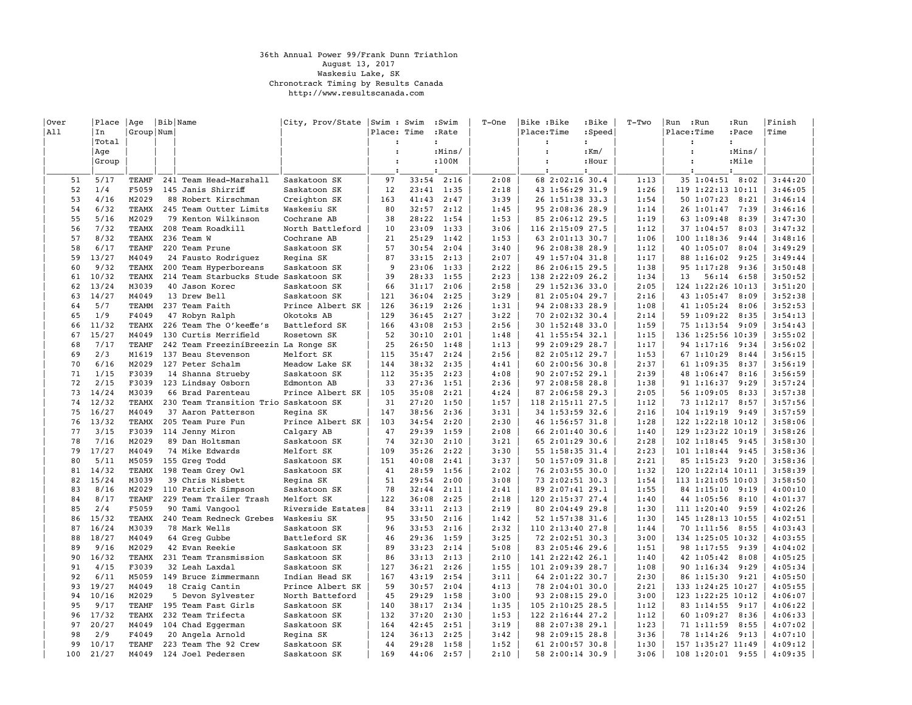36th Annual Power 99/Frank Dunn Triathlon
August 13, 2017
Waskesiu Lake, SK
Chronotrack Timing by Results Canada
http://www.resultscanada.com

| Over All | Place In Total Age Group | Age Group | Bib Num | Name | City, Prov/State | Swim Place | Swim Time | Swim Rate Mins/100M | T-One | Bike Place | Bike Time | Bike Speed Km/Hour | T-Two | Run Place | Run Time | Run Pace Mins/Mile | Finish Time |
|---|---|---|---|---|---|---|---|---|---|---|---|---|---|---|---|---|---|
| 51 | 5/17 | TEAMF | 241 | Team Head-Marshall | Saskatoon SK | 97 | 33:54 | 2:16 | 2:08 | 68 | 2:02:16 | 30.4 | 1:13 | 35 | 1:04:51 | 8:02 | 3:44:20 |
| 52 | 1/4 | F5059 | 145 | Janis Shirriff | Saskatoon SK | 12 | 23:41 | 1:35 | 2:18 | 43 | 1:56:29 | 31.9 | 1:26 | 119 | 1:22:13 | 10:11 | 3:46:05 |
| 53 | 4/16 | M2029 | 88 | Robert Kirschman | Creighton SK | 163 | 41:43 | 2:47 | 3:39 | 26 | 1:51:38 | 33.3 | 1:54 | 50 | 1:07:23 | 8:21 | 3:46:14 |
| 54 | 6/32 | TEAMX | 245 | Team Outter Limits | Waskesiu SK | 80 | 32:57 | 2:12 | 1:45 | 95 | 2:08:36 | 28.9 | 1:14 | 26 | 1:01:47 | 7:39 | 3:46:16 |
| 55 | 5/16 | M2029 | 79 | Kenton Wilkinson | Cochrane AB | 38 | 28:22 | 1:54 | 1:53 | 85 | 2:06:12 | 29.5 | 1:19 | 63 | 1:09:48 | 8:39 | 3:47:30 |
| 56 | 7/32 | TEAMX | 208 | Team Roadkill | North Battleford | 10 | 23:09 | 1:33 | 3:06 | 116 | 2:15:09 | 27.5 | 1:12 | 37 | 1:04:57 | 8:03 | 3:47:32 |
| 57 | 8/32 | TEAMX | 236 | Team W | Cochrane AB | 21 | 25:29 | 1:42 | 1:53 | 63 | 2:01:13 | 30.7 | 1:06 | 100 | 1:18:36 | 9:44 | 3:48:16 |
| 58 | 6/17 | TEAMF | 220 | Team Prune | Saskatoon SK | 57 | 30:54 | 2:04 | 3:40 | 96 | 2:08:38 | 28.9 | 1:12 | 40 | 1:05:07 | 8:04 | 3:49:29 |
| 59 | 13/27 | M4049 | 24 | Fausto Rodriguez | Regina SK | 87 | 33:15 | 2:13 | 2:07 | 49 | 1:57:04 | 31.8 | 1:17 | 88 | 1:16:02 | 9:25 | 3:49:44 |
| 60 | 9/32 | TEAMX | 200 | Team Hyperboreans | Saskatoon SK | 9 | 23:06 | 1:33 | 2:22 | 86 | 2:06:15 | 29.5 | 1:38 | 95 | 1:17:28 | 9:36 | 3:50:48 |
| 61 | 10/32 | TEAMX | 214 | Team Starbucks Stude | Saskatoon SK | 39 | 28:33 | 1:55 | 2:23 | 138 | 2:22:09 | 26.2 | 1:34 | 13 | 56:14 | 6:58 | 3:50:52 |
| 62 | 13/24 | M3039 | 40 | Jason Korec | Saskatoon SK | 66 | 31:17 | 2:06 | 2:58 | 29 | 1:52:36 | 33.0 | 2:05 | 124 | 1:22:26 | 10:13 | 3:51:20 |
| 63 | 14/27 | M4049 | 13 | Drew Bell | Saskatoon SK | 121 | 36:04 | 2:25 | 3:29 | 81 | 2:05:04 | 29.7 | 2:16 | 43 | 1:05:47 | 8:09 | 3:52:38 |
| 64 | 5/7 | TEAMM | 237 | Team Faith | Prince Albert SK | 126 | 36:19 | 2:26 | 1:31 | 94 | 2:08:33 | 28.9 | 1:08 | 41 | 1:05:24 | 8:06 | 3:52:53 |
| 65 | 1/9 | F4049 | 47 | Robyn Ralph | Okotoks AB | 129 | 36:45 | 2:27 | 3:22 | 70 | 2:02:32 | 30.4 | 2:14 | 59 | 1:09:22 | 8:35 | 3:54:13 |
| 66 | 11/32 | TEAMX | 226 | Team The O'keeffe's | Battleford SK | 166 | 43:08 | 2:53 | 2:56 | 30 | 1:52:48 | 33.0 | 1:59 | 75 | 1:13:54 | 9:09 | 3:54:43 |
| 67 | 15/27 | M4049 | 130 | Curtis Merrifield | Rosetown SK | 52 | 30:10 | 2:01 | 1:48 | 41 | 1:55:54 | 32.1 | 1:15 | 136 | 1:25:56 | 10:39 | 3:55:02 |
| 68 | 7/17 | TEAMF | 242 | Team FreeziníBreezin | La Ronge SK | 25 | 26:50 | 1:48 | 1:13 | 99 | 2:09:29 | 28.7 | 1:17 | 94 | 1:17:16 | 9:34 | 3:56:02 |
| 69 | 2/3 | M1619 | 137 | Beau Stevenson | Melfort SK | 115 | 35:47 | 2:24 | 2:56 | 82 | 2:05:12 | 29.7 | 1:53 | 67 | 1:10:29 | 8:44 | 3:56:15 |
| 70 | 6/16 | M2029 | 127 | Peter Schalm | Meadow Lake SK | 144 | 38:32 | 2:35 | 4:41 | 60 | 2:00:56 | 30.8 | 2:37 | 61 | 1:09:35 | 8:37 | 3:56:19 |
| 71 | 1/15 | F3039 | 14 | Shanna Strueby | Saskatoon SK | 112 | 35:35 | 2:23 | 4:08 | 90 | 2:07:52 | 29.1 | 2:39 | 48 | 1:06:47 | 8:16 | 3:56:59 |
| 72 | 2/15 | F3039 | 123 | Lindsay Osborn | Edmonton AB | 33 | 27:36 | 1:51 | 2:36 | 97 | 2:08:58 | 28.8 | 1:38 | 91 | 1:16:37 | 9:29 | 3:57:24 |
| 73 | 14/24 | M3039 | 66 | Brad Parenteau | Prince Albert SK | 105 | 35:08 | 2:21 | 4:24 | 87 | 2:06:58 | 29.3 | 2:05 | 56 | 1:09:05 | 8:33 | 3:57:38 |
| 74 | 12/32 | TEAMX | 230 | Team Transition Trio | Saskatoon SK | 31 | 27:20 | 1:50 | 1:57 | 118 | 2:15:11 | 27.5 | 1:12 | 73 | 1:12:17 | 8:57 | 3:57:56 |
| 75 | 16/27 | M4049 | 37 | Aaron Patterson | Regina SK | 147 | 38:56 | 2:36 | 3:31 | 34 | 1:53:59 | 32.6 | 2:16 | 104 | 1:19:19 | 9:49 | 3:57:59 |
| 76 | 13/32 | TEAMX | 205 | Team Pure Fun | Prince Albert SK | 103 | 34:54 | 2:20 | 2:30 | 46 | 1:56:57 | 31.8 | 1:28 | 122 | 1:22:18 | 10:12 | 3:58:06 |
| 77 | 3/15 | F3039 | 114 | Jenny Miron | Calgary AB | 47 | 29:39 | 1:59 | 2:08 | 66 | 2:01:40 | 30.6 | 1:40 | 129 | 1:23:22 | 10:19 | 3:58:26 |
| 78 | 7/16 | M2029 | 89 | Dan Holtsman | Saskatoon SK | 74 | 32:30 | 2:10 | 3:21 | 65 | 2:01:29 | 30.6 | 2:28 | 102 | 1:18:45 | 9:45 | 3:58:30 |
| 79 | 17/27 | M4049 | 74 | Mike Edwards | Melfort SK | 109 | 35:26 | 2:22 | 3:30 | 55 | 1:58:35 | 31.4 | 2:23 | 101 | 1:18:44 | 9:45 | 3:58:36 |
| 80 | 5/11 | M5059 | 155 | Greg Todd | Saskatoon SK | 151 | 40:08 | 2:41 | 3:37 | 50 | 1:57:09 | 31.8 | 2:21 | 85 | 1:15:23 | 9:20 | 3:58:36 |
| 81 | 14/32 | TEAMX | 198 | Team Grey Owl | Saskatoon SK | 41 | 28:59 | 1:56 | 2:02 | 76 | 2:03:55 | 30.0 | 1:32 | 120 | 1:22:14 | 10:11 | 3:58:39 |
| 82 | 15/24 | M3039 | 39 | Chris Nisbett | Regina SK | 51 | 29:54 | 2:00 | 3:08 | 73 | 2:02:51 | 30.3 | 1:54 | 113 | 1:21:05 | 10:03 | 3:58:50 |
| 83 | 8/16 | M2029 | 110 | Patrick Simpson | Saskatoon SK | 78 | 32:44 | 2:11 | 2:41 | 89 | 2:07:41 | 29.1 | 1:55 | 84 | 1:15:10 | 9:19 | 4:00:10 |
| 84 | 8/17 | TEAMF | 229 | Team Trailer Trash | Melfort SK | 122 | 36:08 | 2:25 | 2:18 | 120 | 2:15:37 | 27.4 | 1:40 | 44 | 1:05:56 | 8:10 | 4:01:37 |
| 85 | 2/4 | F5059 | 90 | Tami Vangool | Riverside Estates | 84 | 33:11 | 2:13 | 2:19 | 80 | 2:04:49 | 29.8 | 1:30 | 111 | 1:20:40 | 9:59 | 4:02:26 |
| 86 | 15/32 | TEAMX | 240 | Team Redneck Grebes | Waskesiu SK | 95 | 33:50 | 2:16 | 1:42 | 52 | 1:57:38 | 31.6 | 1:30 | 145 | 1:28:13 | 10:55 | 4:02:51 |
| 87 | 16/24 | M3039 | 78 | Mark Wells | Saskatoon SK | 96 | 33:53 | 2:16 | 2:32 | 110 | 2:13:40 | 27.8 | 1:44 | 70 | 1:11:56 | 8:55 | 4:03:43 |
| 88 | 18/27 | M4049 | 64 | Greg Gubbe | Battleford SK | 46 | 29:36 | 1:59 | 3:25 | 72 | 2:02:51 | 30.3 | 3:00 | 134 | 1:25:05 | 10:32 | 4:03:55 |
| 89 | 9/16 | M2029 | 42 | Evan Reekie | Saskatoon SK | 89 | 33:23 | 2:14 | 5:08 | 83 | 2:05:46 | 29.6 | 1:51 | 98 | 1:17:55 | 9:39 | 4:04:02 |
| 90 | 16/32 | TEAMX | 231 | Team Transmission | Saskatoon SK | 86 | 33:13 | 2:13 | 2:10 | 141 | 2:22:42 | 26.1 | 1:40 | 42 | 1:05:42 | 8:08 | 4:05:25 |
| 91 | 4/15 | F3039 | 32 | Leah Laxdal | Saskatoon SK | 127 | 36:21 | 2:26 | 1:55 | 101 | 2:09:39 | 28.7 | 1:08 | 90 | 1:16:34 | 9:29 | 4:05:34 |
| 92 | 6/11 | M5059 | 149 | Bruce Zimmermann | Indian Head SK | 167 | 43:19 | 2:54 | 3:11 | 64 | 2:01:22 | 30.7 | 2:30 | 86 | 1:15:30 | 9:21 | 4:05:50 |
| 93 | 19/27 | M4049 | 18 | Craig Cantin | Prince Albert SK | 59 | 30:57 | 2:04 | 4:13 | 78 | 2:04:01 | 30.0 | 2:21 | 133 | 1:24:25 | 10:27 | 4:05:55 |
| 94 | 10/16 | M2029 | 5 | Devon Sylvester | North Batteford | 45 | 29:29 | 1:58 | 3:00 | 93 | 2:08:15 | 29.0 | 3:00 | 123 | 1:22:25 | 10:12 | 4:06:07 |
| 95 | 9/17 | TEAMF | 195 | Team Fast Girls | Saskatoon SK | 140 | 38:17 | 2:34 | 1:35 | 105 | 2:10:25 | 28.5 | 1:12 | 83 | 1:14:55 | 9:17 | 4:06:22 |
| 96 | 17/32 | TEAMX | 232 | Team Trifecta | Saskatoon SK | 132 | 37:20 | 2:30 | 1:53 | 122 | 2:16:44 | 27.2 | 1:12 | 60 | 1:09:27 | 8:36 | 4:06:33 |
| 97 | 20/27 | M4049 | 104 | Chad Eggerman | Saskatoon SK | 164 | 42:45 | 2:51 | 3:19 | 88 | 2:07:38 | 29.1 | 1:23 | 71 | 1:11:59 | 8:55 | 4:07:02 |
| 98 | 2/9 | F4049 | 20 | Angela Arnold | Regina SK | 124 | 36:13 | 2:25 | 3:42 | 98 | 2:09:15 | 28.8 | 3:36 | 78 | 1:14:26 | 9:13 | 4:07:10 |
| 99 | 10/17 | TEAMF | 223 | Team The 92 Crew | Saskatoon SK | 44 | 29:28 | 1:58 | 1:52 | 61 | 2:00:57 | 30.8 | 1:30 | 157 | 1:35:27 | 11:49 | 4:09:12 |
| 100 | 21/27 | M4049 | 124 | Joel Pedersen | Saskatoon SK | 169 | 44:06 | 2:57 | 2:10 | 58 | 2:00:14 | 30.9 | 3:06 | 108 | 1:20:01 | 9:55 | 4:09:35 |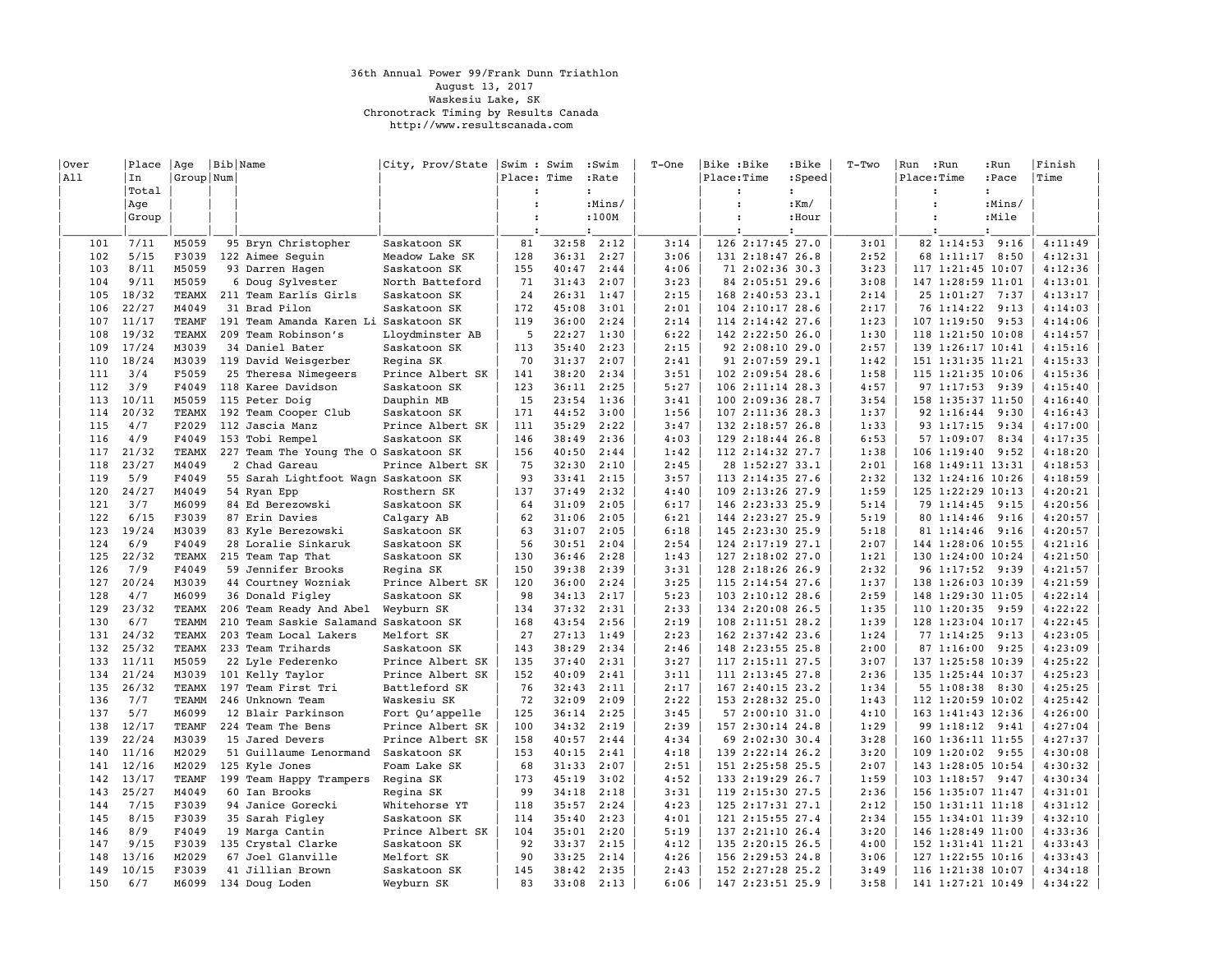36th Annual Power 99/Frank Dunn Triathlon
August 13, 2017
Waskesiu Lake, SK
Chronotrack Timing by Results Canada
http://www.resultscanada.com

| Over All | Place In Total Age Group | Age Group | Bib Num | Name | City, Prov/State | Swim Place | Swim Time | Swim Rate Mins/100M | T-One | Bike Place | Bike Time | Bike Speed Km/Hour | T-Two | Run Place | Run Time | Run Pace Mins/Mile | Finish Time |
|---|---|---|---|---|---|---|---|---|---|---|---|---|---|---|---|---|---|
| 101 | 7/11 | M5059 | 95 | Bryn Christopher | Saskatoon SK | 81 | 32:58 | 2:12 | 3:14 | 126 | 2:17:45 | 27.0 | 3:01 | 82 | 1:14:53 | 9:16 | 4:11:49 |
| 102 | 5/15 | F3039 | 122 | Aimee Seguin | Meadow Lake SK | 128 | 36:31 | 2:27 | 3:06 | 131 | 2:18:47 | 26.8 | 2:52 | 68 | 1:11:17 | 8:50 | 4:12:31 |
| 103 | 8/11 | M5059 | 93 | Darren Hagen | Saskatoon SK | 155 | 40:47 | 2:44 | 4:06 | 71 | 2:02:36 | 30.3 | 3:23 | 117 | 1:21:45 | 10:07 | 4:12:36 |
| 104 | 9/11 | M5059 | 6 | Doug Sylvester | North Batteford | 71 | 31:43 | 2:07 | 3:23 | 84 | 2:05:51 | 29.6 | 3:08 | 147 | 1:28:59 | 11:01 | 4:13:01 |
| 105 | 18/32 | TEAMX | 211 | Team Earlís Girls | Saskatoon SK | 24 | 26:31 | 1:47 | 2:15 | 168 | 2:40:53 | 23.1 | 2:14 | 25 | 1:01:27 | 7:37 | 4:13:17 |
| 106 | 22/27 | M4049 | 31 | Brad Pilon | Saskatoon SK | 172 | 45:08 | 3:01 | 2:01 | 104 | 2:10:17 | 28.6 | 2:17 | 76 | 1:14:22 | 9:13 | 4:14:03 |
| 107 | 11/17 | TEAMF | 191 | Team Amanda Karen Li | Saskatoon SK | 119 | 36:00 | 2:24 | 2:14 | 114 | 2:14:42 | 27.6 | 1:23 | 107 | 1:19:50 | 9:53 | 4:14:06 |
| 108 | 19/32 | TEAMX | 209 | Team Robinson's | Lloydminster AB | 5 | 22:27 | 1:30 | 6:22 | 142 | 2:22:50 | 26.0 | 1:30 | 118 | 1:21:50 | 10:08 | 4:14:57 |
| 109 | 17/24 | M3039 | 34 | Daniel Bater | Saskatoon SK | 113 | 35:40 | 2:23 | 2:15 | 92 | 2:08:10 | 29.0 | 2:57 | 139 | 1:26:17 | 10:41 | 4:15:16 |
| 110 | 18/24 | M3039 | 119 | David Weisgerber | Regina SK | 70 | 31:37 | 2:07 | 2:41 | 91 | 2:07:59 | 29.1 | 1:42 | 151 | 1:31:35 | 11:21 | 4:15:33 |
| 111 | 3/4 | F5059 | 25 | Theresa Nimegeers | Prince Albert SK | 141 | 38:20 | 2:34 | 3:51 | 102 | 2:09:54 | 28.6 | 1:58 | 115 | 1:21:35 | 10:06 | 4:15:36 |
| 112 | 3/9 | F4049 | 118 | Karee Davidson | Saskatoon SK | 123 | 36:11 | 2:25 | 5:27 | 106 | 2:11:14 | 28.3 | 4:57 | 97 | 1:17:53 | 9:39 | 4:15:40 |
| 113 | 10/11 | M5059 | 115 | Peter Doig | Dauphin MB | 15 | 23:54 | 1:36 | 3:41 | 100 | 2:09:36 | 28.7 | 3:54 | 158 | 1:35:37 | 11:50 | 4:16:40 |
| 114 | 20/32 | TEAMX | 192 | Team Cooper Club | Saskatoon SK | 171 | 44:52 | 3:00 | 1:56 | 107 | 2:11:36 | 28.3 | 1:37 | 92 | 1:16:44 | 9:30 | 4:16:43 |
| 115 | 4/7 | F2029 | 112 | Jascia Manz | Prince Albert SK | 111 | 35:29 | 2:22 | 3:47 | 132 | 2:18:57 | 26.8 | 1:33 | 93 | 1:17:15 | 9:34 | 4:17:00 |
| 116 | 4/9 | F4049 | 153 | Tobi Rempel | Saskatoon SK | 146 | 38:49 | 2:36 | 4:03 | 129 | 2:18:44 | 26.8 | 6:53 | 57 | 1:09:07 | 8:34 | 4:17:35 |
| 117 | 21/32 | TEAMX | 227 | Team The Young The O | Saskatoon SK | 156 | 40:50 | 2:44 | 1:42 | 112 | 2:14:32 | 27.7 | 1:38 | 106 | 1:19:40 | 9:52 | 4:18:20 |
| 118 | 23/27 | M4049 | 2 | Chad Gareau | Prince Albert SK | 75 | 32:30 | 2:10 | 2:45 | 28 | 1:52:27 | 33.1 | 2:01 | 168 | 1:49:11 | 13:31 | 4:18:53 |
| 119 | 5/9 | F4049 | 55 | Sarah Lightfoot Wagn | Saskatoon SK | 93 | 33:41 | 2:15 | 3:57 | 113 | 2:14:35 | 27.6 | 2:32 | 132 | 1:24:16 | 10:26 | 4:18:59 |
| 120 | 24/27 | M4049 | 54 | Ryan Epp | Rosthern SK | 137 | 37:49 | 2:32 | 4:40 | 109 | 2:13:26 | 27.9 | 1:59 | 125 | 1:22:29 | 10:13 | 4:20:21 |
| 121 | 3/7 | M6099 | 84 | Ed Berezowski | Saskatoon SK | 64 | 31:09 | 2:05 | 6:17 | 146 | 2:23:33 | 25.9 | 5:14 | 79 | 1:14:45 | 9:15 | 4:20:56 |
| 122 | 6/15 | F3039 | 87 | Erin Davies | Calgary AB | 62 | 31:06 | 2:05 | 6:21 | 144 | 2:23:27 | 25.9 | 5:19 | 80 | 1:14:46 | 9:16 | 4:20:57 |
| 123 | 19/24 | M3039 | 83 | Kyle Berezowski | Saskatoon SK | 63 | 31:07 | 2:05 | 6:18 | 145 | 2:23:30 | 25.9 | 5:18 | 81 | 1:14:46 | 9:16 | 4:20:57 |
| 124 | 6/9 | F4049 | 28 | Loralie Sinkaruk | Saskatoon SK | 56 | 30:51 | 2:04 | 2:54 | 124 | 2:17:19 | 27.1 | 2:07 | 144 | 1:28:06 | 10:55 | 4:21:16 |
| 125 | 22/32 | TEAMX | 215 | Team Tap That | Saskatoon SK | 130 | 36:46 | 2:28 | 1:43 | 127 | 2:18:02 | 27.0 | 1:21 | 130 | 1:24:00 | 10:24 | 4:21:50 |
| 126 | 7/9 | F4049 | 59 | Jennifer Brooks | Regina SK | 150 | 39:38 | 2:39 | 3:31 | 128 | 2:18:26 | 26.9 | 2:32 | 96 | 1:17:52 | 9:39 | 4:21:57 |
| 127 | 20/24 | M3039 | 44 | Courtney Wozniak | Prince Albert SK | 120 | 36:00 | 2:24 | 3:25 | 115 | 2:14:54 | 27.6 | 1:37 | 138 | 1:26:03 | 10:39 | 4:21:59 |
| 128 | 4/7 | M6099 | 36 | Donald Figley | Saskatoon SK | 98 | 34:13 | 2:17 | 5:23 | 103 | 2:10:12 | 28.6 | 2:59 | 148 | 1:29:30 | 11:05 | 4:22:14 |
| 129 | 23/32 | TEAMX | 206 | Team Ready And Abel | Weyburn SK | 134 | 37:32 | 2:31 | 2:33 | 134 | 2:20:08 | 26.5 | 1:35 | 110 | 1:20:35 | 9:59 | 4:22:22 |
| 130 | 6/7 | TEAMM | 210 | Team Saskie Salamand | Saskatoon SK | 168 | 43:54 | 2:56 | 2:19 | 108 | 2:11:51 | 28.2 | 1:39 | 128 | 1:23:04 | 10:17 | 4:22:45 |
| 131 | 24/32 | TEAMX | 203 | Team Local Lakers | Melfort SK | 27 | 27:13 | 1:49 | 2:23 | 162 | 2:37:42 | 23.6 | 1:24 | 77 | 1:14:25 | 9:13 | 4:23:05 |
| 132 | 25/32 | TEAMX | 233 | Team Trihards | Saskatoon SK | 143 | 38:29 | 2:34 | 2:46 | 148 | 2:23:55 | 25.8 | 2:00 | 87 | 1:16:00 | 9:25 | 4:23:09 |
| 133 | 11/11 | M5059 | 22 | Lyle Federenko | Prince Albert SK | 135 | 37:40 | 2:31 | 3:27 | 117 | 2:15:11 | 27.5 | 3:07 | 137 | 1:25:58 | 10:39 | 4:25:22 |
| 134 | 21/24 | M3039 | 101 | Kelly Taylor | Prince Albert SK | 152 | 40:09 | 2:41 | 3:11 | 111 | 2:13:45 | 27.8 | 2:36 | 135 | 1:25:44 | 10:37 | 4:25:23 |
| 135 | 26/32 | TEAMX | 197 | Team First Tri | Battleford SK | 76 | 32:43 | 2:11 | 2:17 | 167 | 2:40:15 | 23.2 | 1:34 | 55 | 1:08:38 | 8:30 | 4:25:25 |
| 136 | 7/7 | TEAMM | 246 | Unknown Team | Waskesiu SK | 72 | 32:09 | 2:09 | 2:22 | 153 | 2:28:32 | 25.0 | 1:43 | 112 | 1:20:59 | 10:02 | 4:25:42 |
| 137 | 5/7 | M6099 | 12 | Blair Parkinson | Fort Qu'appelle | 125 | 36:14 | 2:25 | 3:45 | 57 | 2:00:10 | 31.0 | 4:10 | 163 | 1:41:43 | 12:36 | 4:26:00 |
| 138 | 12/17 | TEAMF | 224 | Team The Bens | Prince Albert SK | 100 | 34:32 | 2:19 | 2:39 | 157 | 2:30:14 | 24.8 | 1:29 | 99 | 1:18:12 | 9:41 | 4:27:04 |
| 139 | 22/24 | M3039 | 15 | Jared Devers | Prince Albert SK | 158 | 40:57 | 2:44 | 4:34 | 69 | 2:02:30 | 30.4 | 3:28 | 160 | 1:36:11 | 11:55 | 4:27:37 |
| 140 | 11/16 | M2029 | 51 | Guillaume Lenormand | Saskatoon SK | 153 | 40:15 | 2:41 | 4:18 | 139 | 2:22:14 | 26.2 | 3:20 | 109 | 1:20:02 | 9:55 | 4:30:08 |
| 141 | 12/16 | M2029 | 125 | Kyle Jones | Foam Lake SK | 68 | 31:33 | 2:07 | 2:51 | 151 | 2:25:58 | 25.5 | 2:07 | 143 | 1:28:05 | 10:54 | 4:30:32 |
| 142 | 13/17 | TEAMF | 199 | Team Happy Trampers | Regina SK | 173 | 45:19 | 3:02 | 4:52 | 133 | 2:19:29 | 26.7 | 1:59 | 103 | 1:18:57 | 9:47 | 4:30:34 |
| 143 | 25/27 | M4049 | 60 | Ian Brooks | Regina SK | 99 | 34:18 | 2:18 | 3:31 | 119 | 2:15:30 | 27.5 | 2:36 | 156 | 1:35:07 | 11:47 | 4:31:01 |
| 144 | 7/15 | F3039 | 94 | Janice Gorecki | Whitehorse YT | 118 | 35:57 | 2:24 | 4:23 | 125 | 2:17:31 | 27.1 | 2:12 | 150 | 1:31:11 | 11:18 | 4:31:12 |
| 145 | 8/15 | F3039 | 35 | Sarah Figley | Saskatoon SK | 114 | 35:40 | 2:23 | 4:01 | 121 | 2:15:55 | 27.4 | 2:34 | 155 | 1:34:01 | 11:39 | 4:32:10 |
| 146 | 8/9 | F4049 | 19 | Marga Cantin | Prince Albert SK | 104 | 35:01 | 2:20 | 5:19 | 137 | 2:21:10 | 26.4 | 3:20 | 146 | 1:28:49 | 11:00 | 4:33:36 |
| 147 | 9/15 | F3039 | 135 | Crystal Clarke | Saskatoon SK | 92 | 33:37 | 2:15 | 4:12 | 135 | 2:20:15 | 26.5 | 4:00 | 152 | 1:31:41 | 11:21 | 4:33:43 |
| 148 | 13/16 | M2029 | 67 | Joel Glanville | Melfort SK | 90 | 33:25 | 2:14 | 4:26 | 156 | 2:29:53 | 24.8 | 3:06 | 127 | 1:22:55 | 10:16 | 4:33:43 |
| 149 | 10/15 | F3039 | 41 | Jillian Brown | Saskatoon SK | 145 | 38:42 | 2:35 | 2:43 | 152 | 2:27:28 | 25.2 | 3:49 | 116 | 1:21:38 | 10:07 | 4:34:18 |
| 150 | 6/7 | M6099 | 134 | Doug Loden | Weyburn SK | 83 | 33:08 | 2:13 | 6:06 | 147 | 2:23:51 | 25.9 | 3:58 | 141 | 1:27:21 | 10:49 | 4:34:22 |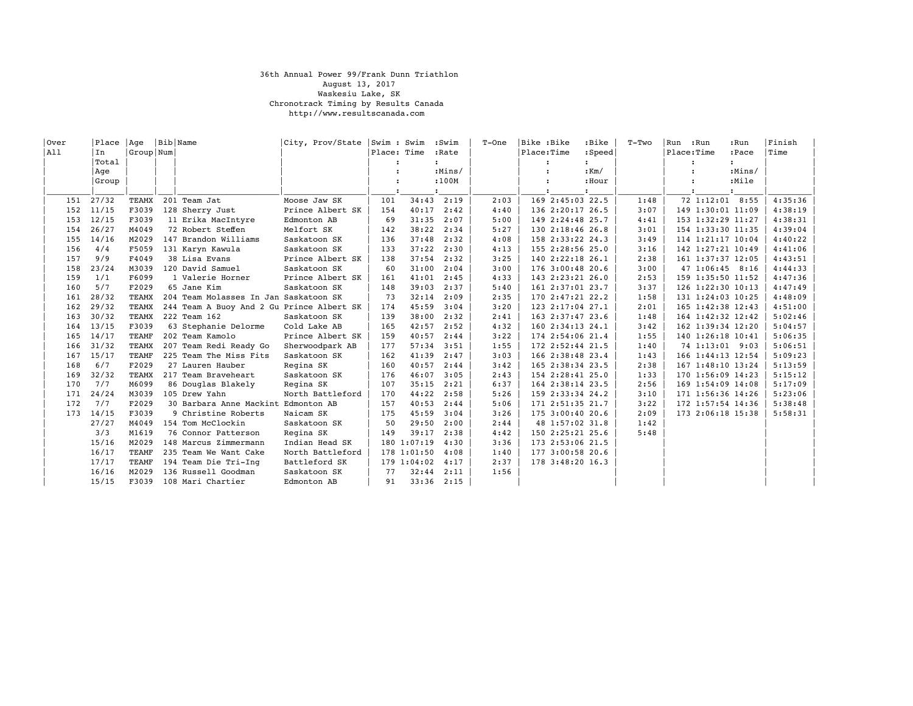36th Annual Power 99/Frank Dunn Triathlon
August 13, 2017
Waskesiu Lake, SK
Chronotrack Timing by Results Canada
http://www.resultscanada.com

| Over All | Place In Total Age Group | Age Group | Bib Num | Name | City, Prov/State | Swim Place | Swim Time | Swim Rate Mins/100M | T-One | Bike Place | Bike Time | Bike Speed Km/Hour | T-Two | Run Place | Run Time | Run Pace Mins/Mile | Finish Time |
|---|---|---|---|---|---|---|---|---|---|---|---|---|---|---|---|---|---|
| 151 | 27/32 | TEAMX | 201 | Team Jat | Moose Jaw SK | 101 | 34:43 | 2:19 | 2:03 | 169 | 2:45:03 | 22.5 | 1:48 | 72 | 1:12:01 | 8:55 | 4:35:36 |
| 152 | 11/15 | F3039 | 128 | Sherry Just | Prince Albert SK | 154 | 40:17 | 2:42 | 4:40 | 136 | 2:20:17 | 26.5 | 3:07 | 149 | 1:30:01 | 11:09 | 4:38:19 |
| 153 | 12/15 | F3039 | 11 | Erika MacIntyre | Edmonton AB | 69 | 31:35 | 2:07 | 5:00 | 149 | 2:24:48 | 25.7 | 4:41 | 153 | 1:32:29 | 11:27 | 4:38:31 |
| 154 | 26/27 | M4049 | 72 | Robert Steffen | Melfort SK | 142 | 38:22 | 2:34 | 5:27 | 130 | 2:18:46 | 26.8 | 3:01 | 154 | 1:33:30 | 11:35 | 4:39:04 |
| 155 | 14/16 | M2029 | 147 | Brandon Williams | Saskatoon SK | 136 | 37:48 | 2:32 | 4:08 | 158 | 2:33:22 | 24.3 | 3:49 | 114 | 1:21:17 | 10:04 | 4:40:22 |
| 156 | 4/4 | F5059 | 131 | Karyn Kawula | Saskatoon SK | 133 | 37:22 | 2:30 | 4:13 | 155 | 2:28:56 | 25.0 | 3:16 | 142 | 1:27:21 | 10:49 | 4:41:06 |
| 157 | 9/9 | F4049 | 38 | Lisa Evans | Prince Albert SK | 138 | 37:54 | 2:32 | 3:25 | 140 | 2:22:18 | 26.1 | 2:38 | 161 | 1:37:37 | 12:05 | 4:43:51 |
| 158 | 23/24 | M3039 | 120 | David Samuel | Saskatoon SK | 60 | 31:00 | 2:04 | 3:00 | 176 | 3:00:48 | 20.6 | 3:00 | 47 | 1:06:45 | 8:16 | 4:44:33 |
| 159 | 1/1 | F6099 | 1 | Valerie Horner | Prince Albert SK | 161 | 41:01 | 2:45 | 4:33 | 143 | 2:23:21 | 26.0 | 2:53 | 159 | 1:35:50 | 11:52 | 4:47:36 |
| 160 | 5/7 | F2029 | 65 | Jane Kim | Saskatoon SK | 148 | 39:03 | 2:37 | 5:40 | 161 | 2:37:01 | 23.7 | 3:37 | 126 | 1:22:30 | 10:13 | 4:47:49 |
| 161 | 28/32 | TEAMX | 204 | Team Molasses In Jan | Saskatoon SK | 73 | 32:14 | 2:09 | 2:35 | 170 | 2:47:21 | 22.2 | 1:58 | 131 | 1:24:03 | 10:25 | 4:48:09 |
| 162 | 29/32 | TEAMX | 244 | Team A Buoy And 2 Gu | Prince Albert SK | 174 | 45:59 | 3:04 | 3:20 | 123 | 2:17:04 | 27.1 | 2:01 | 165 | 1:42:38 | 12:43 | 4:51:00 |
| 163 | 30/32 | TEAMX | 222 | Team 162 | Saskatoon SK | 139 | 38:00 | 2:32 | 2:41 | 163 | 2:37:47 | 23.6 | 1:48 | 164 | 1:42:32 | 12:42 | 5:02:46 |
| 164 | 13/15 | F3039 | 63 | Stephanie Delorme | Cold Lake AB | 165 | 42:57 | 2:52 | 4:32 | 160 | 2:34:13 | 24.1 | 3:42 | 162 | 1:39:34 | 12:20 | 5:04:57 |
| 165 | 14/17 | TEAMF | 202 | Team Kamolo | Prince Albert SK | 159 | 40:57 | 2:44 | 3:22 | 174 | 2:54:06 | 21.4 | 1:55 | 140 | 1:26:18 | 10:41 | 5:06:35 |
| 166 | 31/32 | TEAMX | 207 | Team Redi Ready Go | Sherwoodpark AB | 177 | 57:34 | 3:51 | 1:55 | 172 | 2:52:44 | 21.5 | 1:40 | 74 | 1:13:01 | 9:03 | 5:06:51 |
| 167 | 15/17 | TEAMF | 225 | Team The Miss Fits | Saskatoon SK | 162 | 41:39 | 2:47 | 3:03 | 166 | 2:38:48 | 23.4 | 1:43 | 166 | 1:44:13 | 12:54 | 5:09:23 |
| 168 | 6/7 | F2029 | 27 | Lauren Hauber | Regina SK | 160 | 40:57 | 2:44 | 3:42 | 165 | 2:38:34 | 23.5 | 2:38 | 167 | 1:48:10 | 13:24 | 5:13:59 |
| 169 | 32/32 | TEAMX | 217 | Team Braveheart | Saskatoon SK | 176 | 46:07 | 3:05 | 2:43 | 154 | 2:28:41 | 25.0 | 1:33 | 170 | 1:56:09 | 14:23 | 5:15:12 |
| 170 | 7/7 | M6099 | 86 | Douglas Blakely | Regina SK | 107 | 35:15 | 2:21 | 6:37 | 164 | 2:38:14 | 23.5 | 2:56 | 169 | 1:54:09 | 14:08 | 5:17:09 |
| 171 | 24/24 | M3039 | 105 | Drew Yahn | North Battleford | 170 | 44:22 | 2:58 | 5:26 | 159 | 2:33:34 | 24.2 | 3:10 | 171 | 1:56:36 | 14:26 | 5:23:06 |
| 172 | 7/7 | F2029 | 30 | Barbara Anne Mackint | Edmonton AB | 157 | 40:53 | 2:44 | 5:06 | 171 | 2:51:35 | 21.7 | 3:22 | 172 | 1:57:54 | 14:36 | 5:38:48 |
| 173 | 14/15 | F3039 | 9 | Christine Roberts | Naicam SK | 175 | 45:59 | 3:04 | 3:26 | 175 | 3:00:40 | 20.6 | 2:09 | 173 | 2:06:18 | 15:38 | 5:58:31 |
| | 27/27 | M4049 | 154 | Tom McClockin | Saskatoon SK | 50 | 29:50 | 2:00 | 2:44 | 48 | 1:57:02 | 31.8 | 1:42 | | | | |
| | 3/3 | M1619 | 76 | Connor Patterson | Regina SK | 149 | 39:17 | 2:38 | 4:42 | 150 | 2:25:21 | 25.6 | 5:48 | | | | |
| | 15/16 | M2029 | 148 | Marcus Zimmermann | Indian Head SK | 180 | 1:07:19 | 4:30 | 3:36 | 173 | 2:53:06 | 21.5 | | | | | |
| | 16/17 | TEAMF | 235 | Team We Want Cake | North Battleford | 178 | 1:01:50 | 4:08 | 1:40 | 177 | 3:00:58 | 20.6 | | | | | |
| | 17/17 | TEAMF | 194 | Team Die Tri-Ing | Battleford SK | 179 | 1:04:02 | 4:17 | 2:37 | 178 | 3:48:20 | 16.3 | | | | | |
| | 16/16 | M2029 | 136 | Russell Goodman | Saskatoon SK | 77 | 32:44 | 2:11 | 1:56 | | | | | | | | |
| | 15/15 | F3039 | 108 | Mari Chartier | Edmonton AB | 91 | 33:36 | 2:15 | | | | | | | | | |